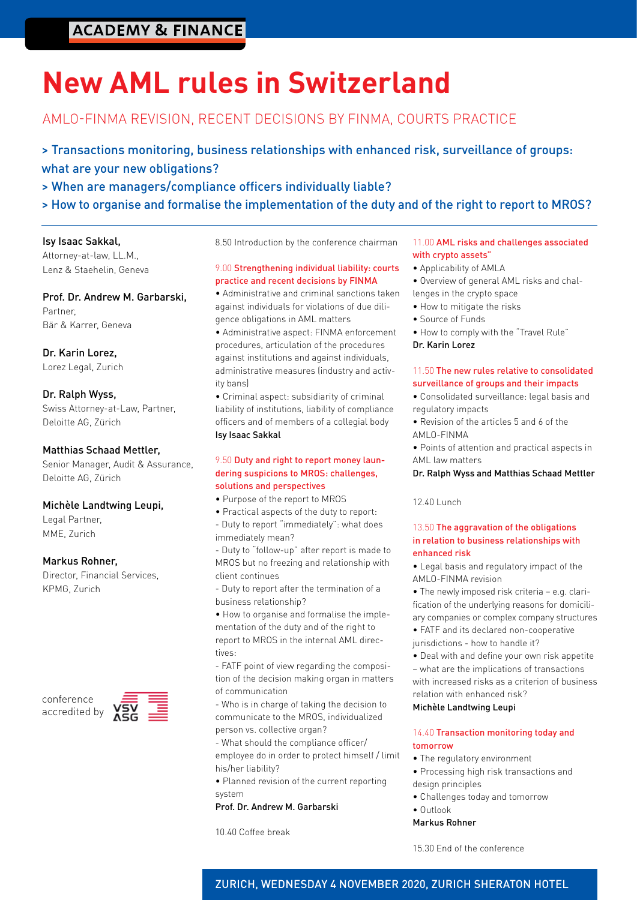ACADEMY & FINANCE

# New AML rules in Switzerland

## AMLO-FINMA REVISION, RECENT DECISIONS BY FINMA, COURTS PRACTICE

> Transactions monitoring, business relationships with enhanced risk, surveillance of groups: what are your new obligations?

> When are managers/compliance officers individually liable?

> How to organise and formalise the implementation of the duty and of the right to report to MROS?

**Isy Isaac Sakkal,**
Attorney-at-law, LL.M.,
Lenz & Staehelin, Geneva

**Prof. Dr. Andrew M. Garbarski,**
Partner,
Bär & Karrer, Geneva

**Dr. Karin Lorez,**
Lorez Legal, Zurich

**Dr. Ralph Wyss,**
Swiss Attorney-at-Law, Partner,
Deloitte AG, Zürich

**Matthias Schaad Mettler,**
Senior Manager, Audit & Assurance,
Deloitte AG, Zürich

**Michèle Landtwing Leupi,**
Legal Partner,
MME, Zurich

**Markus Rohner,**
Director, Financial Services,
KPMG, Zurich

conference accredited by VSV ASG

8.50 Introduction by the conference chairman

### 9.00 Strengthening individual liability: courts practice and recent decisions by FINMA

- Administrative and criminal sanctions taken against individuals for violations of due diligence obligations in AML matters
- Administrative aspect: FINMA enforcement procedures, articulation of the procedures against institutions and against individuals, administrative measures (industry and activity bans)
- Criminal aspect: subsidiarity of criminal liability of institutions, liability of compliance officers and of members of a collegial body

**Isy Isaac Sakkal**

### 9.50 Duty and right to report money laundering suspicions to MROS: challenges, solutions and perspectives

- Purpose of the report to MROS
- Practical aspects of the duty to report:
  - Duty to report "immediately": what does immediately mean?
  - Duty to "follow-up" after report is made to MROS but no freezing and relationship with client continues
  - Duty to report after the termination of a business relationship?
- How to organise and formalise the implementation of the duty and of the right to report to MROS in the internal AML directives:
  - FATF point of view regarding the composition of the decision making organ in matters of communication
  - Who is in charge of taking the decision to communicate to the MROS, individualized person vs. collective organ?
  - What should the compliance officer/employee do in order to protect himself / limit his/her liability?
- Planned revision of the current reporting system

**Prof. Dr. Andrew M. Garbarski**

10.40 Coffee break

### 11.00 AML risks and challenges associated with crypto assets"

- Applicability of AMLA
- Overview of general AML risks and challenges in the crypto space
- How to mitigate the risks
- Source of Funds
- How to comply with the "Travel Rule"

**Dr. Karin Lorez**

### 11.50 The new rules relative to consolidated surveillance of groups and their impacts

- Consolidated surveillance: legal basis and regulatory impacts
- Revision of the articles 5 and 6 of the AMLO-FINMA
- Points of attention and practical aspects in AML law matters

**Dr. Ralph Wyss and Matthias Schaad Mettler**

12.40 Lunch

### 13.50 The aggravation of the obligations in relation to business relationships with enhanced risk

- Legal basis and regulatory impact of the AMLO-FINMA revision
- The newly imposed risk criteria – e.g. clarification of the underlying reasons for domiciliary companies or complex company structures
- FATF and its declared non-cooperative jurisdictions - how to handle it?
- Deal with and define your own risk appetite – what are the implications of transactions with increased risks as a criterion of business relation with enhanced risk?

**Michèle Landtwing Leupi**

### 14.40 Transaction monitoring today and tomorrow

- The regulatory environment
- Processing high risk transactions and design principles
- Challenges today and tomorrow
- Outlook

**Markus Rohner**

15.30 End of the conference

ZURICH, WEDNESDAY 4 NOVEMBER 2020, ZURICH SHERATON HOTEL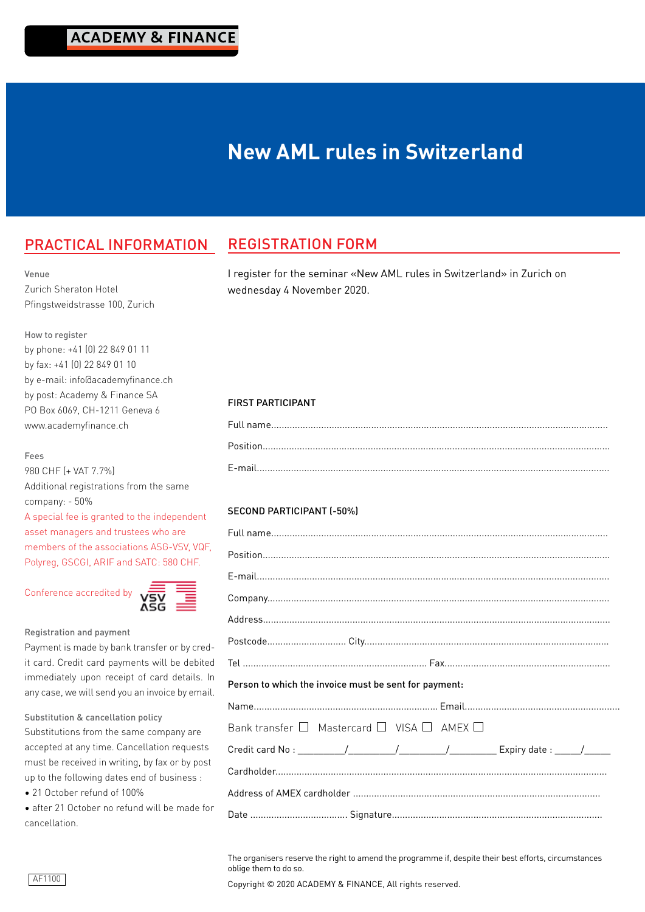ACADEMY & FINANCE

# New AML rules in Switzerland

## PRACTICAL INFORMATION

**Venue**
Zurich Sheraton Hotel
Pfingstweidstrasse 100, Zurich

**How to register**
by phone: +41 (0) 22 849 01 11
by fax: +41 (0) 22 849 01 10
by e-mail: info@academyfinance.ch
by post: Academy & Finance SA
PO Box 6069, CH-1211 Geneva 6
www.academyfinance.ch

**Fees**
980 CHF (+ VAT 7.7%)
Additional registrations from the same company: - 50%
A special fee is granted to the independent asset managers and trustees who are members of the associations ASG-VSV, VQF, Polyreg, GSCGI, ARIF and SATC: 580 CHF.

Conference accredited by VSV ASG

**Registration and payment**
Payment is made by bank transfer or by credit card. Credit card payments will be debited immediately upon receipt of card details. In any case, we will send you an invoice by email.

**Substitution & cancellation policy**
Substitutions from the same company are accepted at any time. Cancellation requests must be received in writing, by fax or by post up to the following dates end of business :

- 21 October refund of 100%
- after 21 October no refund will be made for cancellation.

AF1100

## REGISTRATION FORM

I register for the seminar «New AML rules in Switzerland» in Zurich on wednesday 4 November 2020.

**FIRST PARTICIPANT**

Full name..........................................................................................................

Position..............................................................................................................

E-mail................................................................................................................

**SECOND PARTICIPANT (-50%)**

Full name..........................................................................................................

Position..............................................................................................................

E-mail................................................................................................................

Company............................................................................................................

Address..............................................................................................................

Postcode.............................. City.......................................................................

Tel ...................................................................... Fax.........................................

**Person to which the invoice must be sent for payment:**

Name...................................................................... Email...................................................

Bank transfer ☐ Mastercard ☐ VISA ☐ AMEX ☐

Credit card No : _________/_________/_________/_________ Expiry date : _____/_____

Cardholder..........................................................................................................

Address of AMEX cardholder .............................................................................

Date ..................................... Signature...............................................................

The organisers reserve the right to amend the programme if, despite their best efforts, circumstances oblige them to do so.

Copyright © 2020 ACADEMY & FINANCE, All rights reserved.